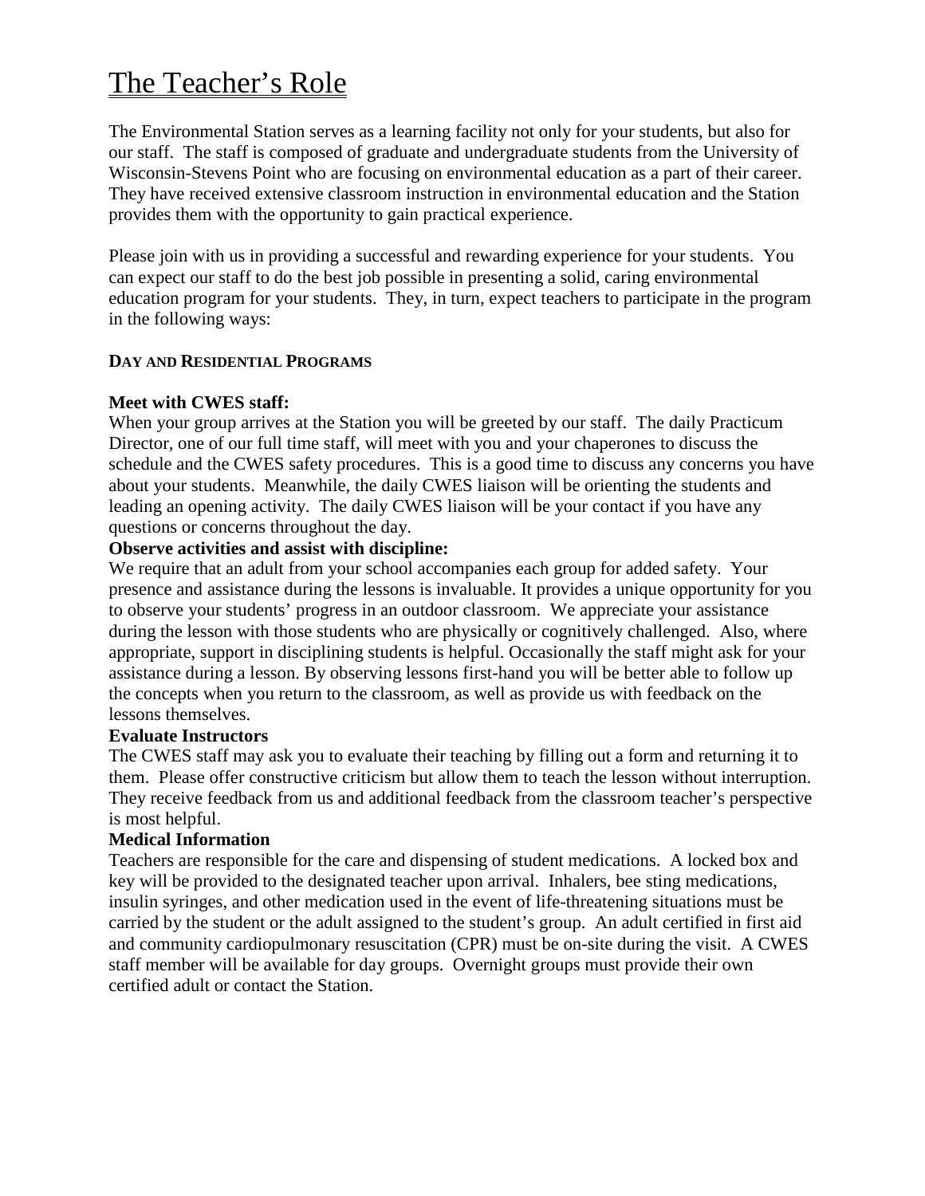# The Teacher's Role

The Environmental Station serves as a learning facility not only for your students, but also for our staff. The staff is composed of graduate and undergraduate students from the University of Wisconsin-Stevens Point who are focusing on environmental education as a part of their career. They have received extensive classroom instruction in environmental education and the Station provides them with the opportunity to gain practical experience.

Please join with us in providing a successful and rewarding experience for your students. You can expect our staff to do the best job possible in presenting a solid, caring environmental education program for your students. They, in turn, expect teachers to participate in the program in the following ways:

## DAY AND RESIDENTIAL PROGRAMS

**Meet with CWES staff:**
When your group arrives at the Station you will be greeted by our staff. The daily Practicum Director, one of our full time staff, will meet with you and your chaperones to discuss the schedule and the CWES safety procedures. This is a good time to discuss any concerns you have about your students. Meanwhile, the daily CWES liaison will be orienting the students and leading an opening activity. The daily CWES liaison will be your contact if you have any questions or concerns throughout the day.

**Observe activities and assist with discipline:**
We require that an adult from your school accompanies each group for added safety. Your presence and assistance during the lessons is invaluable. It provides a unique opportunity for you to observe your students' progress in an outdoor classroom. We appreciate your assistance during the lesson with those students who are physically or cognitively challenged. Also, where appropriate, support in disciplining students is helpful. Occasionally the staff might ask for your assistance during a lesson. By observing lessons first-hand you will be better able to follow up the concepts when you return to the classroom, as well as provide us with feedback on the lessons themselves.

**Evaluate Instructors**
The CWES staff may ask you to evaluate their teaching by filling out a form and returning it to them. Please offer constructive criticism but allow them to teach the lesson without interruption. They receive feedback from us and additional feedback from the classroom teacher's perspective is most helpful.

**Medical Information**
Teachers are responsible for the care and dispensing of student medications. A locked box and key will be provided to the designated teacher upon arrival. Inhalers, bee sting medications, insulin syringes, and other medication used in the event of life-threatening situations must be carried by the student or the adult assigned to the student's group. An adult certified in first aid and community cardiopulmonary resuscitation (CPR) must be on-site during the visit. A CWES staff member will be available for day groups. Overnight groups must provide their own certified adult or contact the Station.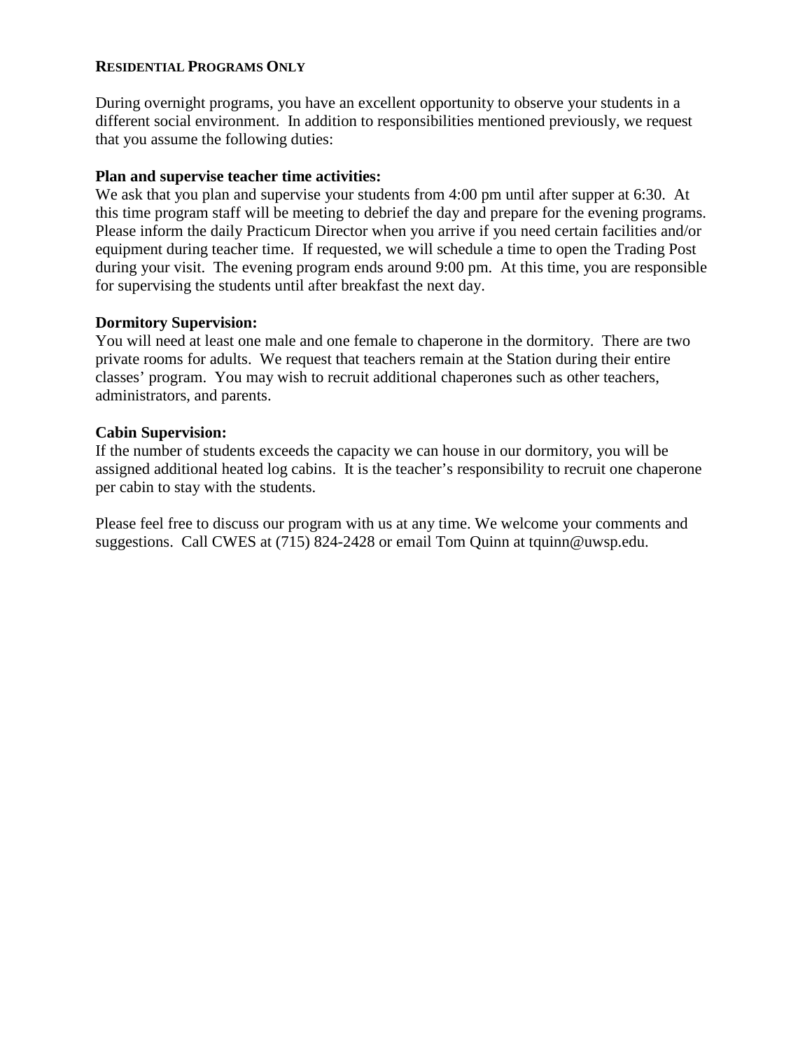**RESIDENTIAL PROGRAMS ONLY**

During overnight programs, you have an excellent opportunity to observe your students in a different social environment. In addition to responsibilities mentioned previously, we request that you assume the following duties:

**Plan and supervise teacher time activities:**
We ask that you plan and supervise your students from 4:00 pm until after supper at 6:30. At this time program staff will be meeting to debrief the day and prepare for the evening programs. Please inform the daily Practicum Director when you arrive if you need certain facilities and/or equipment during teacher time. If requested, we will schedule a time to open the Trading Post during your visit. The evening program ends around 9:00 pm. At this time, you are responsible for supervising the students until after breakfast the next day.

**Dormitory Supervision:**
You will need at least one male and one female to chaperone in the dormitory. There are two private rooms for adults. We request that teachers remain at the Station during their entire classes' program. You may wish to recruit additional chaperones such as other teachers, administrators, and parents.

**Cabin Supervision:**
If the number of students exceeds the capacity we can house in our dormitory, you will be assigned additional heated log cabins. It is the teacher's responsibility to recruit one chaperone per cabin to stay with the students.

Please feel free to discuss our program with us at any time. We welcome your comments and suggestions. Call CWES at (715) 824-2428 or email Tom Quinn at tquinn@uwsp.edu.